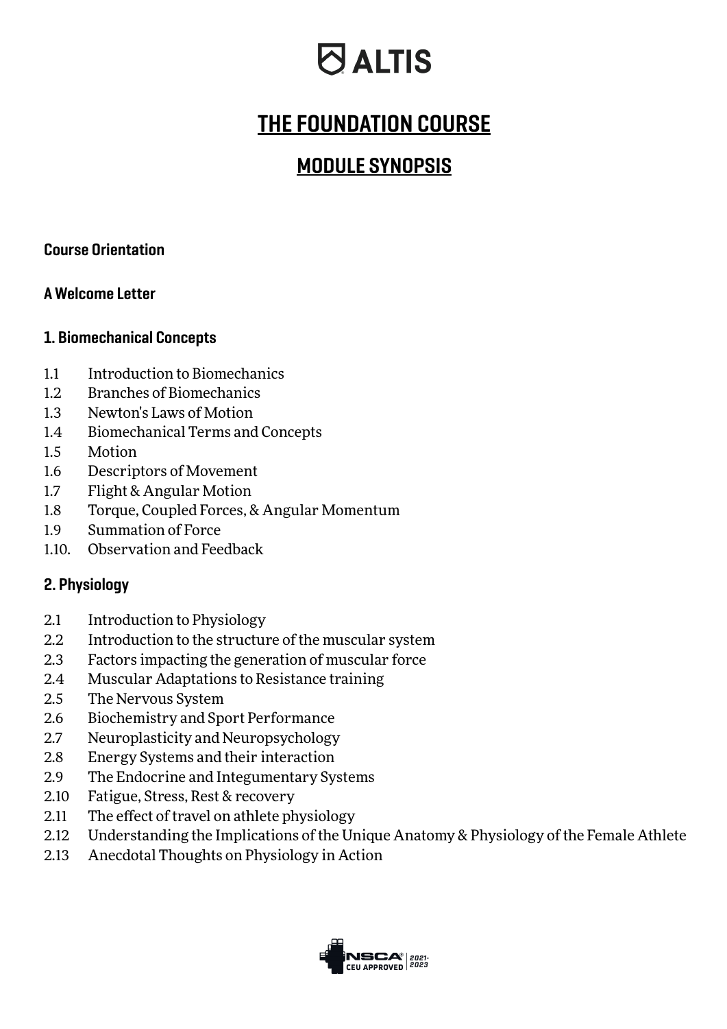# ALTIS

# THE FOUNDATION COURSE

## MODULE SYNOPSIS

### Course Orientation

### A Welcome Letter

### 1. Biomechanical Concepts

1.1 Introduction to Biomechanics
1.2 Branches of Biomechanics
1.3 Newton's Laws of Motion
1.4 Biomechanical Terms and Concepts
1.5 Motion
1.6 Descriptors of Movement
1.7 Flight & Angular Motion
1.8 Torque, Coupled Forces, & Angular Momentum
1.9 Summation of Force
1.10. Observation and Feedback

### 2. Physiology

2.1 Introduction to Physiology
2.2 Introduction to the structure of the muscular system
2.3 Factors impacting the generation of muscular force
2.4 Muscular Adaptations to Resistance training
2.5 The Nervous System
2.6 Biochemistry and Sport Performance
2.7 Neuroplasticity and Neuropsychology
2.8 Energy Systems and their interaction
2.9 The Endocrine and Integumentary Systems
2.10 Fatigue, Stress, Rest & recovery
2.11 The effect of travel on athlete physiology
2.12 Understanding the Implications of the Unique Anatomy & Physiology of the Female Athlete
2.13 Anecdotal Thoughts on Physiology in Action

NSCA CEU APPROVED 2021-2023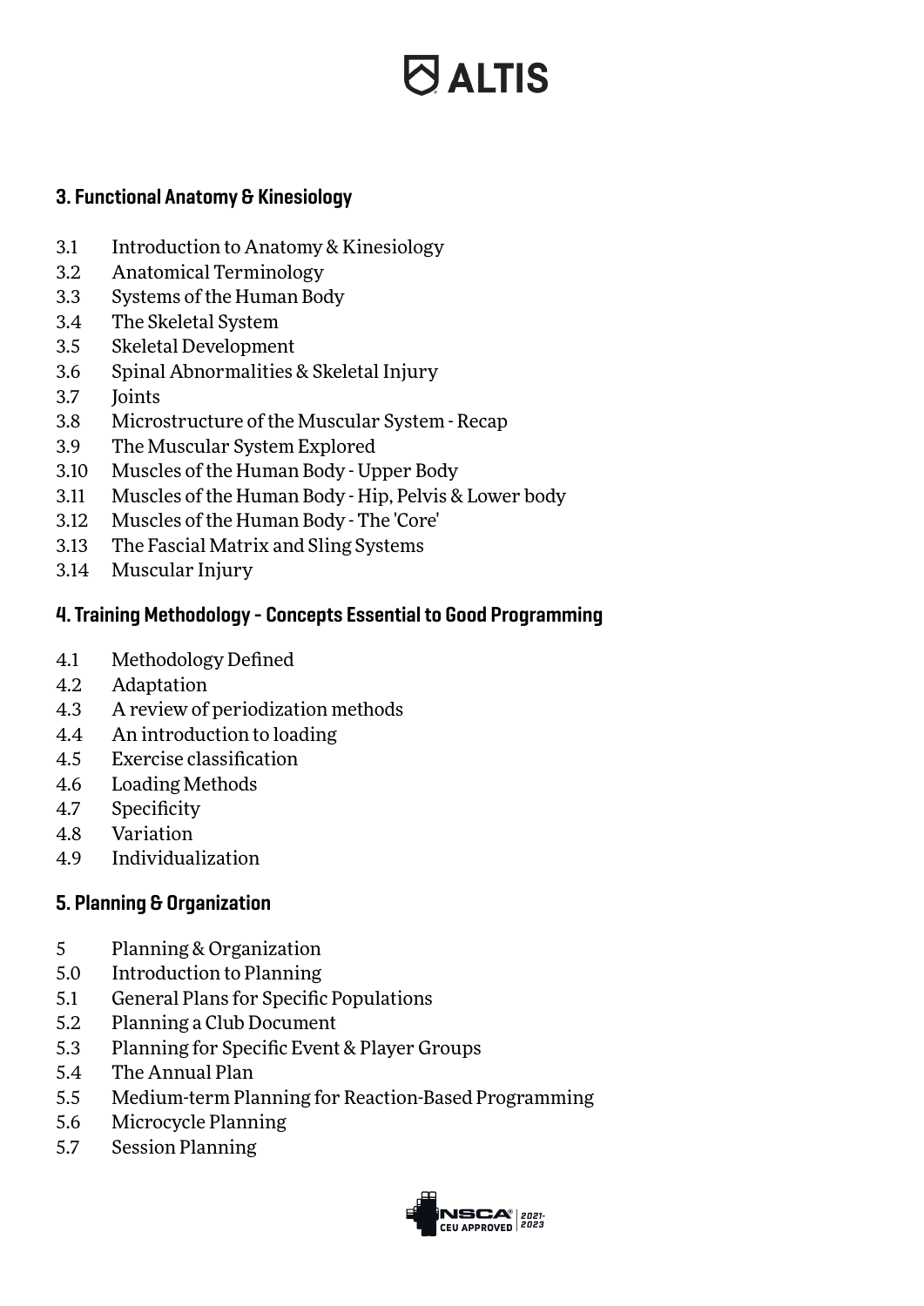### 3. Functional Anatomy & Kinesiology

3.1 Introduction to Anatomy & Kinesiology
3.2 Anatomical Terminology
3.3 Systems of the Human Body
3.4 The Skeletal System
3.5 Skeletal Development
3.6 Spinal Abnormalities & Skeletal Injury
3.7 Joints
3.8 Microstructure of the Muscular System - Recap
3.9 The Muscular System Explored
3.10 Muscles of the Human Body - Upper Body
3.11 Muscles of the Human Body - Hip, Pelvis & Lower body
3.12 Muscles of the Human Body - The 'Core'
3.13 The Fascial Matrix and Sling Systems
3.14 Muscular Injury

### 4. Training Methodology – Concepts Essential to Good Programming

4.1 Methodology Defined
4.2 Adaptation
4.3 A review of periodization methods
4.4 An introduction to loading
4.5 Exercise classification
4.6 Loading Methods
4.7 Specificity
4.8 Variation
4.9 Individualization

### 5. Planning & Organization

5 Planning & Organization
5.0 Introduction to Planning
5.1 General Plans for Specific Populations
5.2 Planning a Club Document
5.3 Planning for Specific Event & Player Groups
5.4 The Annual Plan
5.5 Medium-term Planning for Reaction-Based Programming
5.6 Microcycle Planning
5.7 Session Planning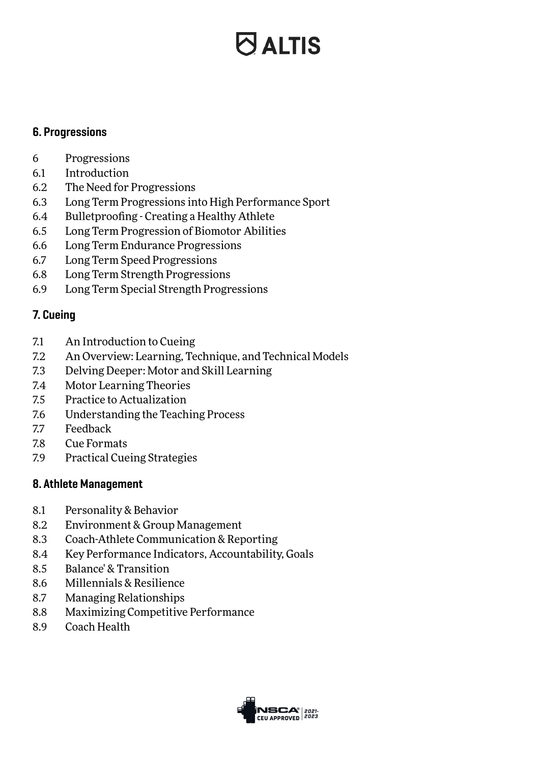### 6. Progressions

- 6 Progressions
- 6.1 Introduction
- 6.2 The Need for Progressions
- 6.3 Long Term Progressions into High Performance Sport
- 6.4 Bulletproofing - Creating a Healthy Athlete
- 6.5 Long Term Progression of Biomotor Abilities
- 6.6 Long Term Endurance Progressions
- 6.7 Long Term Speed Progressions
- 6.8 Long Term Strength Progressions
- 6.9 Long Term Special Strength Progressions

### 7. Cueing

- 7.1 An Introduction to Cueing
- 7.2 An Overview: Learning, Technique, and Technical Models
- 7.3 Delving Deeper: Motor and Skill Learning
- 7.4 Motor Learning Theories
- 7.5 Practice to Actualization
- 7.6 Understanding the Teaching Process
- 7.7 Feedback
- 7.8 Cue Formats
- 7.9 Practical Cueing Strategies

### 8. Athlete Management

- 8.1 Personality & Behavior
- 8.2 Environment & Group Management
- 8.3 Coach-Athlete Communication & Reporting
- 8.4 Key Performance Indicators, Accountability, Goals
- 8.5 Balance' & Transition
- 8.6 Millennials & Resilience
- 8.7 Managing Relationships
- 8.8 Maximizing Competitive Performance
- 8.9 Coach Health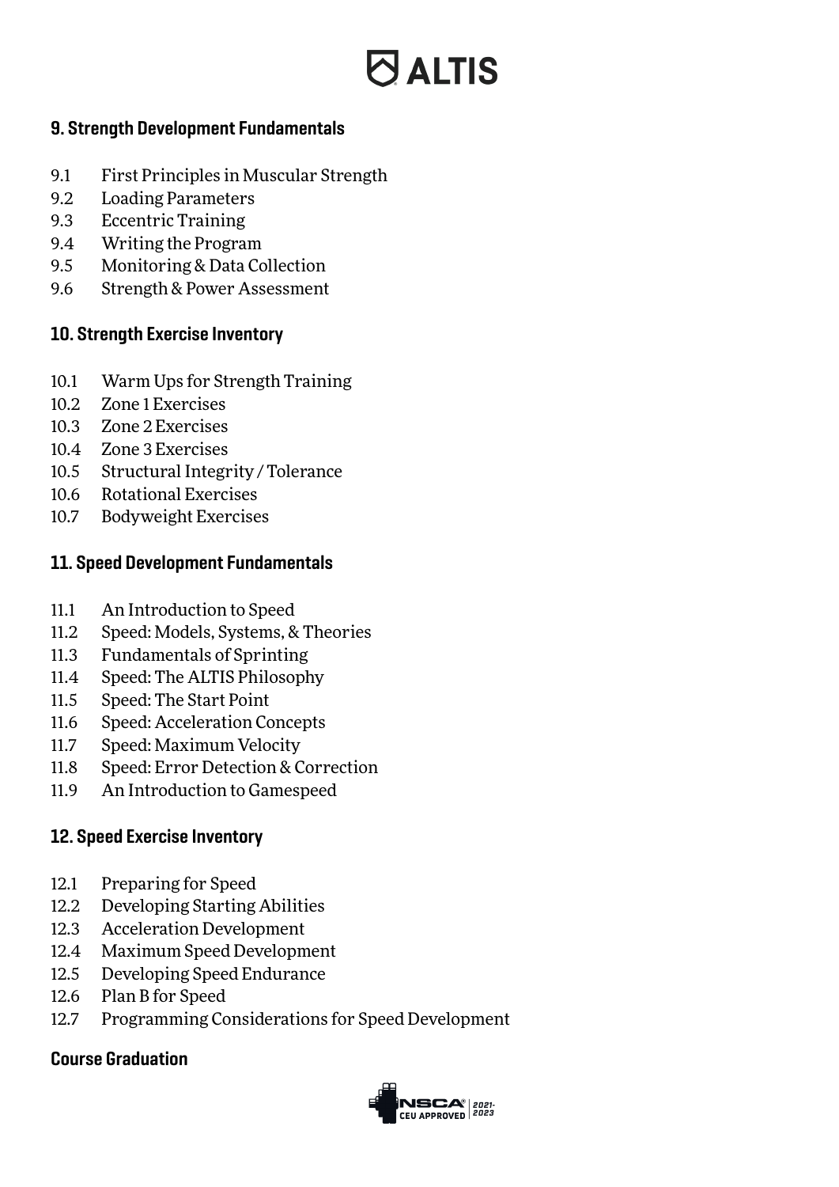## 9. Strength Development Fundamentals

- 9.1 First Principles in Muscular Strength
- 9.2 Loading Parameters
- 9.3 Eccentric Training
- 9.4 Writing the Program
- 9.5 Monitoring & Data Collection
- 9.6 Strength & Power Assessment

## 10. Strength Exercise Inventory

- 10.1 Warm Ups for Strength Training
- 10.2 Zone 1 Exercises
- 10.3 Zone 2 Exercises
- 10.4 Zone 3 Exercises
- 10.5 Structural Integrity / Tolerance
- 10.6 Rotational Exercises
- 10.7 Bodyweight Exercises

## 11. Speed Development Fundamentals

- 11.1 An Introduction to Speed
- 11.2 Speed: Models, Systems, & Theories
- 11.3 Fundamentals of Sprinting
- 11.4 Speed: The ALTIS Philosophy
- 11.5 Speed: The Start Point
- 11.6 Speed: Acceleration Concepts
- 11.7 Speed: Maximum Velocity
- 11.8 Speed: Error Detection & Correction
- 11.9 An Introduction to Gamespeed

## 12. Speed Exercise Inventory

- 12.1 Preparing for Speed
- 12.2 Developing Starting Abilities
- 12.3 Acceleration Development
- 12.4 Maximum Speed Development
- 12.5 Developing Speed Endurance
- 12.6 Plan B for Speed
- 12.7 Programming Considerations for Speed Development

## Course Graduation

NSCA® CEU APPROVED 2021-2023